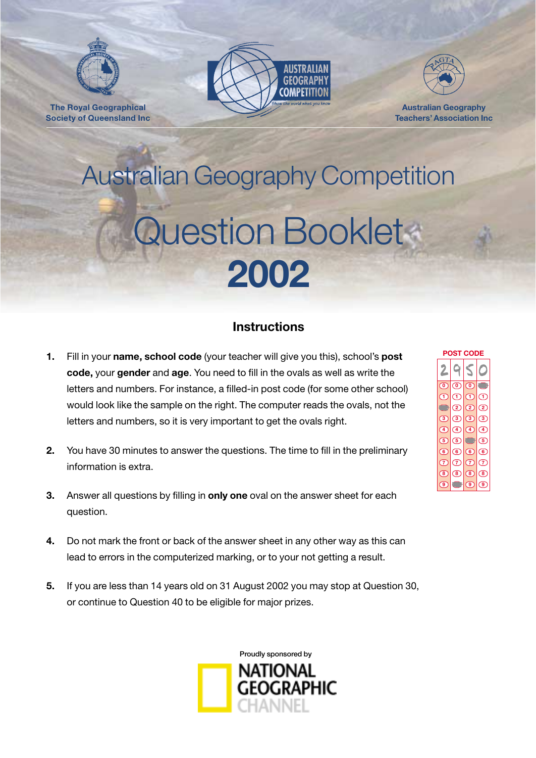The Royal Geographical Society of Queensland Inc

AUSTRALIAN GEOGRAPHY COMPETITION
*Show the world what you know*

Australian Geography Teachers' Association Inc

# Australian Geography Competition

# Question Booklet 2002

## Instructions

1. Fill in your **name, school code** (your teacher will give you this), school's **post code,** your **gender** and **age**. You need to fill in the ovals as well as write the letters and numbers. For instance, a filled-in post code (for some other school) would look like the sample on the right. The computer reads the ovals, not the letters and numbers, so it is very important to get the ovals right.

2. You have 30 minutes to answer the questions. The time to fill in the preliminary information is extra.

3. Answer all questions by filling in **only one** oval on the answer sheet for each question.

4. Do not mark the front or back of the answer sheet in any other way as this can lead to errors in the computerized marking, or to your not getting a result.

5. If you are less than 14 years old on 31 August 2002 you may stop at Question 30, or continue to Question 40 to be eligible for major prizes.

POST CODE

| 2 | 9 | 5 | 0 |
|---|---|---|---|

Proudly sponsored by

NATIONAL GEOGRAPHIC CHANNEL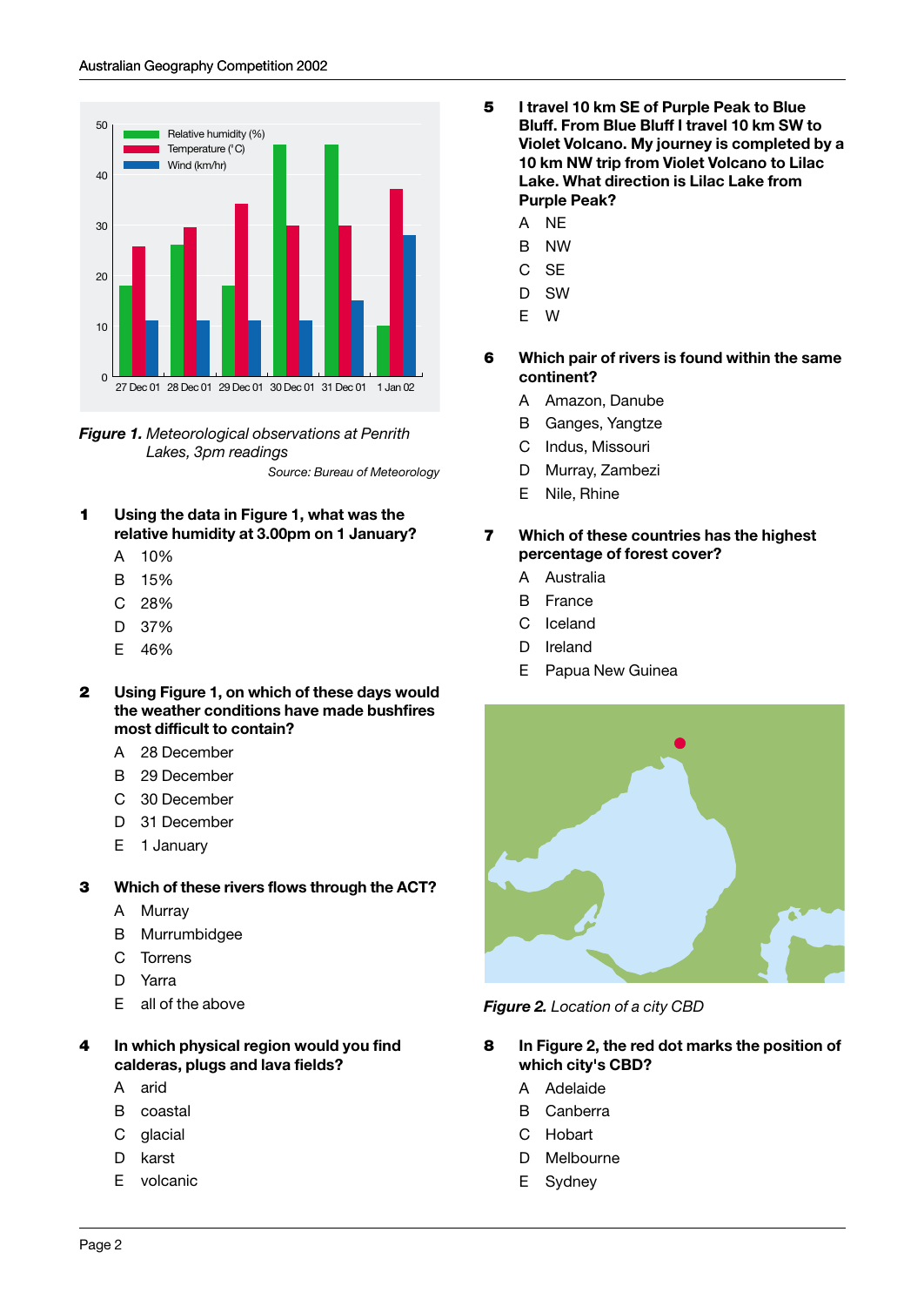**Figure 1.** *Meteorological observations at Penrith Lakes, 3pm readings*

*Source: Bureau of Meteorology*

**1 Using the data in Figure 1, what was the relative humidity at 3.00pm on 1 January?**

A 10%
B 15%
C 28%
D 37%
E 46%

**2 Using Figure 1, on which of these days would the weather conditions have made bushfires most difficult to contain?**

A 28 December
B 29 December
C 30 December
D 31 December
E 1 January

**3 Which of these rivers flows through the ACT?**

A Murray
B Murrumbidgee
C Torrens
D Yarra
E all of the above

**4 In which physical region would you find calderas, plugs and lava fields?**

A arid
B coastal
C glacial
D karst
E volcanic

**5 I travel 10 km SE of Purple Peak to Blue Bluff. From Blue Bluff I travel 10 km SW to Violet Volcano. My journey is completed by a 10 km NW trip from Violet Volcano to Lilac Lake. What direction is Lilac Lake from Purple Peak?**

A NE
B NW
C SE
D SW
E W

**6 Which pair of rivers is found within the same continent?**

A Amazon, Danube
B Ganges, Yangtze
C Indus, Missouri
D Murray, Zambezi
E Nile, Rhine

**7 Which of these countries has the highest percentage of forest cover?**

A Australia
B France
C Iceland
D Ireland
E Papua New Guinea

**Figure 2.** *Location of a city CBD*

**8 In Figure 2, the red dot marks the position of which city's CBD?**

A Adelaide
B Canberra
C Hobart
D Melbourne
E Sydney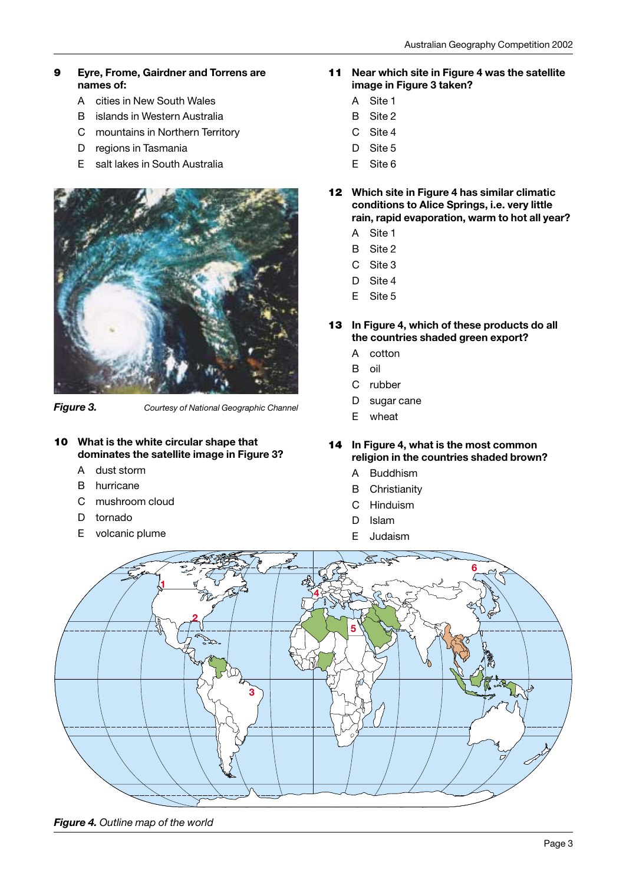**9 Eyre, Frome, Gairdner and Torrens are names of:**

A cities in New South Wales
B islands in Western Australia
C mountains in Northern Territory
D regions in Tasmania
E salt lakes in South Australia

***Figure 3.*** *Courtesy of National Geographic Channel*

**10 What is the white circular shape that dominates the satellite image in Figure 3?**

A dust storm
B hurricane
C mushroom cloud
D tornado
E volcanic plume

**11 Near which site in Figure 4 was the satellite image in Figure 3 taken?**

A Site 1
B Site 2
C Site 4
D Site 5
E Site 6

**12 Which site in Figure 4 has similar climatic conditions to Alice Springs, i.e. very little rain, rapid evaporation, warm to hot all year?**

A Site 1
B Site 2
C Site 3
D Site 4
E Site 5

**13 In Figure 4, which of these products do all the countries shaded green export?**

A cotton
B oil
C rubber
D sugar cane
E wheat

**14 In Figure 4, what is the most common religion in the countries shaded brown?**

A Buddhism
B Christianity
C Hinduism
D Islam
E Judaism

***Figure 4.*** *Outline map of the world*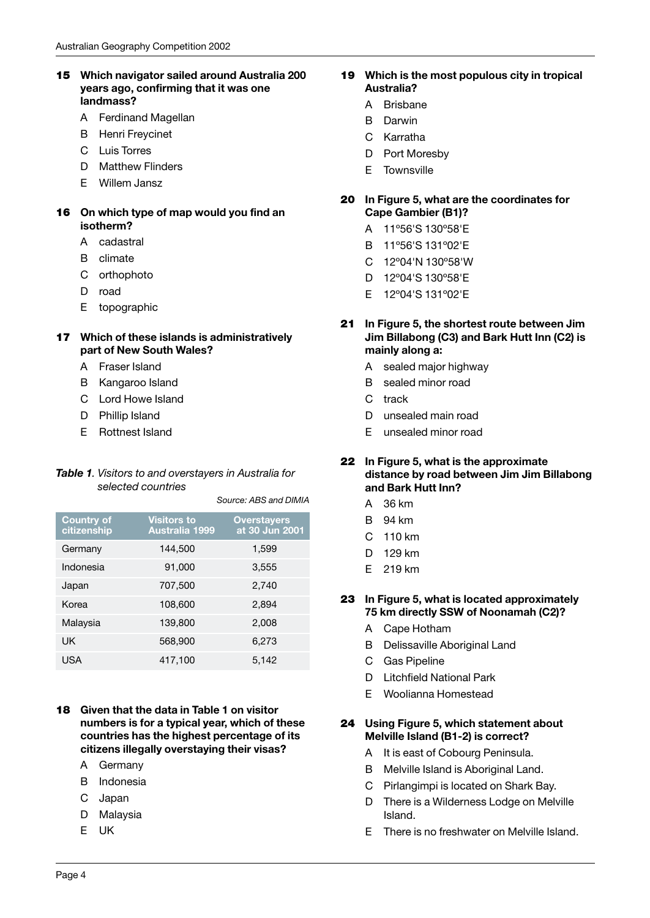**15 Which navigator sailed around Australia 200 years ago, confirming that it was one landmass?**

- A Ferdinand Magellan
- B Henri Freycinet
- C Luis Torres
- D Matthew Flinders
- E Willem Jansz

**16 On which type of map would you find an isotherm?**

- A cadastral
- B climate
- C orthophoto
- D road
- E topographic

**17 Which of these islands is administratively part of New South Wales?**

- A Fraser Island
- B Kangaroo Island
- C Lord Howe Island
- D Phillip Island
- E Rottnest Island

***Table 1**. Visitors to and overstayers in Australia for selected countries*

*Source: ABS and DIMIA*

| Country of citizenship | Visitors to Australia 1999 | Overstayers at 30 Jun 2001 |
|---|---|---|
| Germany | 144,500 | 1,599 |
| Indonesia | 91,000 | 3,555 |
| Japan | 707,500 | 2,740 |
| Korea | 108,600 | 2,894 |
| Malaysia | 139,800 | 2,008 |
| UK | 568,900 | 6,273 |
| USA | 417,100 | 5,142 |

**18 Given that the data in Table 1 on visitor numbers is for a typical year, which of these countries has the highest percentage of its citizens illegally overstaying their visas?**

- A Germany
- B Indonesia
- C Japan
- D Malaysia
- E UK

**19 Which is the most populous city in tropical Australia?**

- A Brisbane
- B Darwin
- C Karratha
- D Port Moresby
- E Townsville

**20 In Figure 5, what are the coordinates for Cape Gambier (B1)?**

- A 11º56'S 130º58'E
- B 11º56'S 131º02'E
- C 12º04'N 130º58'W
- D 12º04'S 130º58'E
- E 12º04'S 131º02'E

**21 In Figure 5, the shortest route between Jim Jim Billabong (C3) and Bark Hutt Inn (C2) is mainly along a:**

- A sealed major highway
- B sealed minor road
- C track
- D unsealed main road
- E unsealed minor road

**22 In Figure 5, what is the approximate distance by road between Jim Jim Billabong and Bark Hutt Inn?**

- A 36 km
- B 94 km
- C 110 km
- D 129 km
- E 219 km

**23 In Figure 5, what is located approximately 75 km directly SSW of Noonamah (C2)?**

- A Cape Hotham
- B Delissaville Aboriginal Land
- C Gas Pipeline
- D Litchfield National Park
- E Woolianna Homestead

**24 Using Figure 5, which statement about Melville Island (B1-2) is correct?**

- A It is east of Cobourg Peninsula.
- B Melville Island is Aboriginal Land.
- C Pirlangimpi is located on Shark Bay.
- D There is a Wilderness Lodge on Melville Island.
- E There is no freshwater on Melville Island.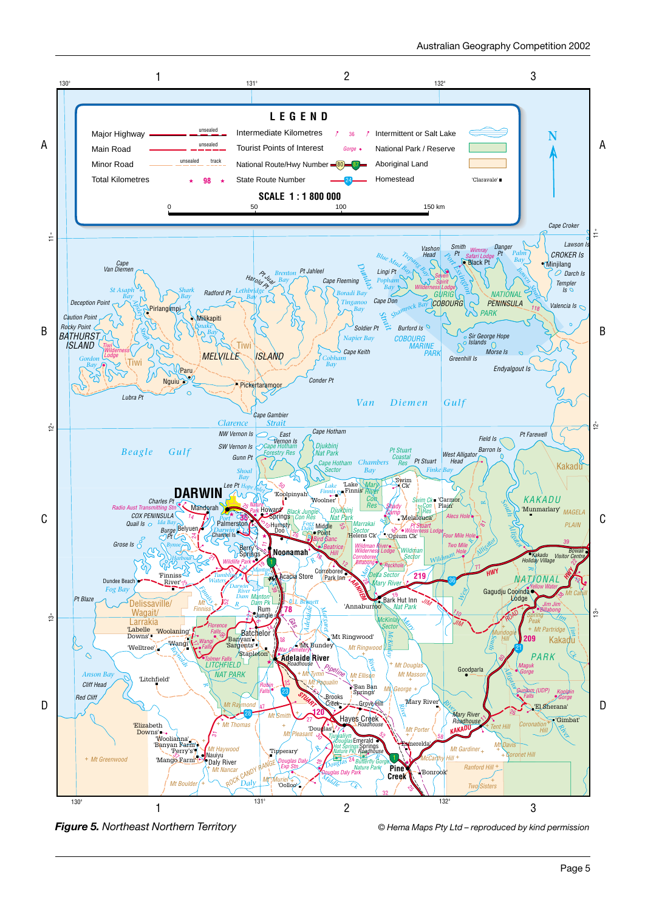**Figure 5.** *Northeast Northern Territory*

© Hema Maps Pty Ltd – reproduced by kind permission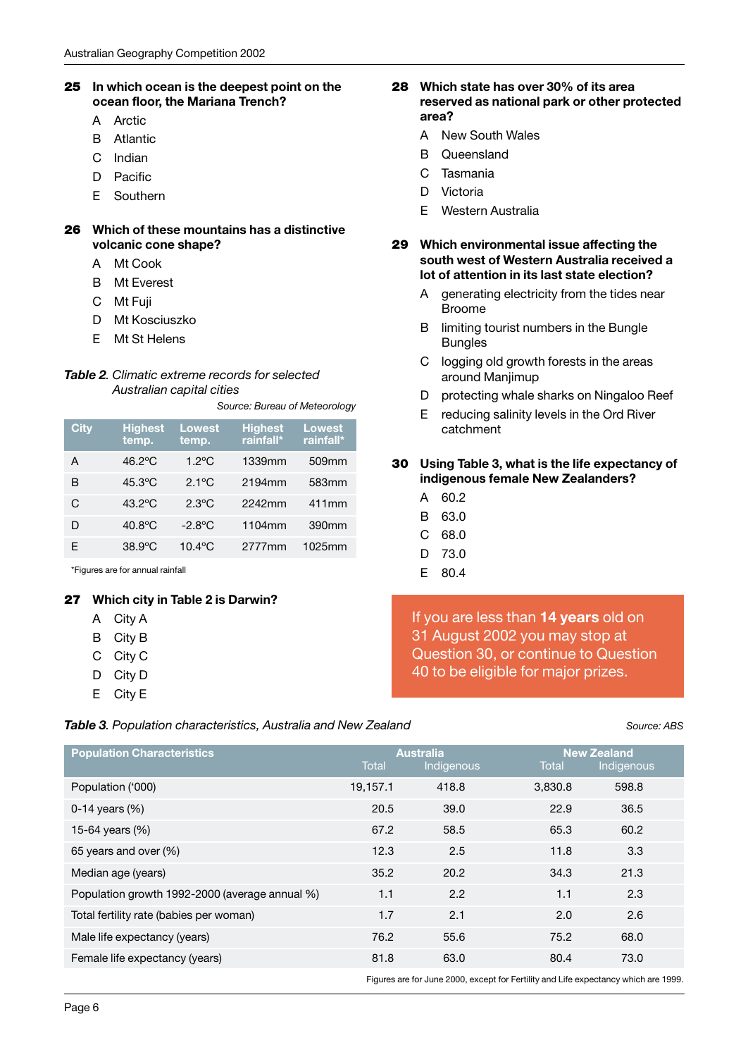**25 In which ocean is the deepest point on the ocean floor, the Mariana Trench?**

A Arctic
B Atlantic
C Indian
D Pacific
E Southern

**26 Which of these mountains has a distinctive volcanic cone shape?**

A Mt Cook
B Mt Everest
C Mt Fuji
D Mt Kosciuszko
E Mt St Helens

***Table 2.*** *Climatic extreme records for selected Australian capital cities*

*Source: Bureau of Meteorology*

| City | Highest temp. | Lowest temp. | Highest rainfall* | Lowest rainfall* |
|---|---|---|---|---|
| A | 46.2°C | 1.2°C | 1339mm | 509mm |
| B | 45.3°C | 2.1°C | 2194mm | 583mm |
| C | 43.2°C | 2.3°C | 2242mm | 411mm |
| D | 40.8°C | -2.8°C | 1104mm | 390mm |
| E | 38.9°C | 10.4°C | 2777mm | 1025mm |

*Figures are for annual rainfall

**27 Which city in Table 2 is Darwin?**

A City A
B City B
C City C
D City D
E City E

**28 Which state has over 30% of its area reserved as national park or other protected area?**

A New South Wales
B Queensland
C Tasmania
D Victoria
E Western Australia

**29 Which environmental issue affecting the south west of Western Australia received a lot of attention in its last state election?**

A generating electricity from the tides near Broome
B limiting tourist numbers in the Bungle Bungles
C logging old growth forests in the areas around Manjimup
D protecting whale sharks on Ningaloo Reef
E reducing salinity levels in the Ord River catchment

**30 Using Table 3, what is the life expectancy of indigenous female New Zealanders?**

A 60.2
B 63.0
C 68.0
D 73.0
E 80.4

If you are less than **14 years** old on 31 August 2002 you may stop at Question 30, or continue to Question 40 to be eligible for major prizes.

***Table 3.*** *Population characteristics, Australia and New Zealand*

*Source: ABS*

| Population Characteristics | Australia | | New Zealand | |
|---|---|---|---|---|
| | Total | Indigenous | Total | Indigenous |
| Population ('000) | 19,157.1 | 418.8 | 3,830.8 | 598.8 |
| 0-14 years (%) | 20.5 | 39.0 | 22.9 | 36.5 |
| 15-64 years (%) | 67.2 | 58.5 | 65.3 | 60.2 |
| 65 years and over (%) | 12.3 | 2.5 | 11.8 | 3.3 |
| Median age (years) | 35.2 | 20.2 | 34.3 | 21.3 |
| Population growth 1992-2000 (average annual %) | 1.1 | 2.2 | 1.1 | 2.3 |
| Total fertility rate (babies per woman) | 1.7 | 2.1 | 2.0 | 2.6 |
| Male life expectancy (years) | 76.2 | 55.6 | 75.2 | 68.0 |
| Female life expectancy (years) | 81.8 | 63.0 | 80.4 | 73.0 |

Figures are for June 2000, except for Fertility and Life expectancy which are 1999.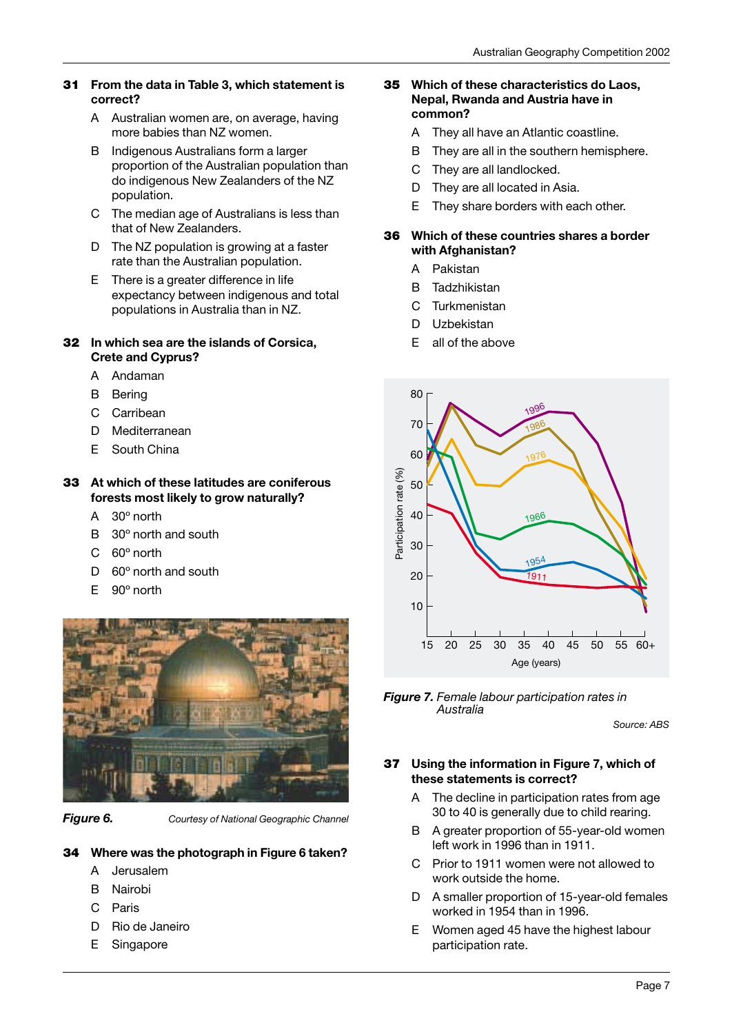**31 From the data in Table 3, which statement is correct?**

- A Australian women are, on average, having more babies than NZ women.
- B Indigenous Australians form a larger proportion of the Australian population than do indigenous New Zealanders of the NZ population.
- C The median age of Australians is less than that of New Zealanders.
- D The NZ population is growing at a faster rate than the Australian population.
- E There is a greater difference in life expectancy between indigenous and total populations in Australia than in NZ.

**32 In which sea are the islands of Corsica, Crete and Cyprus?**

- A Andaman
- B Bering
- C Carribean
- D Mediterranean
- E South China

**33 At which of these latitudes are coniferous forests most likely to grow naturally?**

- A 30º north
- B 30º north and south
- C 60º north
- D 60º north and south
- E 90º north

*Figure 6.* Courtesy of National Geographic Channel

**34 Where was the photograph in Figure 6 taken?**

- A Jerusalem
- B Nairobi
- C Paris
- D Rio de Janeiro
- E Singapore

**35 Which of these characteristics do Laos, Nepal, Rwanda and Austria have in common?**

- A They all have an Atlantic coastline.
- B They are all in the southern hemisphere.
- C They are all landlocked.
- D They are all located in Asia.
- E They share borders with each other.

**36 Which of these countries shares a border with Afghanistan?**

- A Pakistan
- B Tadzhikistan
- C Turkmenistan
- D Uzbekistan
- E all of the above

*Figure 7.* *Female labour participation rates in Australia*

Source: ABS

**37 Using the information in Figure 7, which of these statements is correct?**

- A The decline in participation rates from age 30 to 40 is generally due to child rearing.
- B A greater proportion of 55-year-old women left work in 1996 than in 1911.
- C Prior to 1911 women were not allowed to work outside the home.
- D A smaller proportion of 15-year-old females worked in 1954 than in 1996.
- E Women aged 45 have the highest labour participation rate.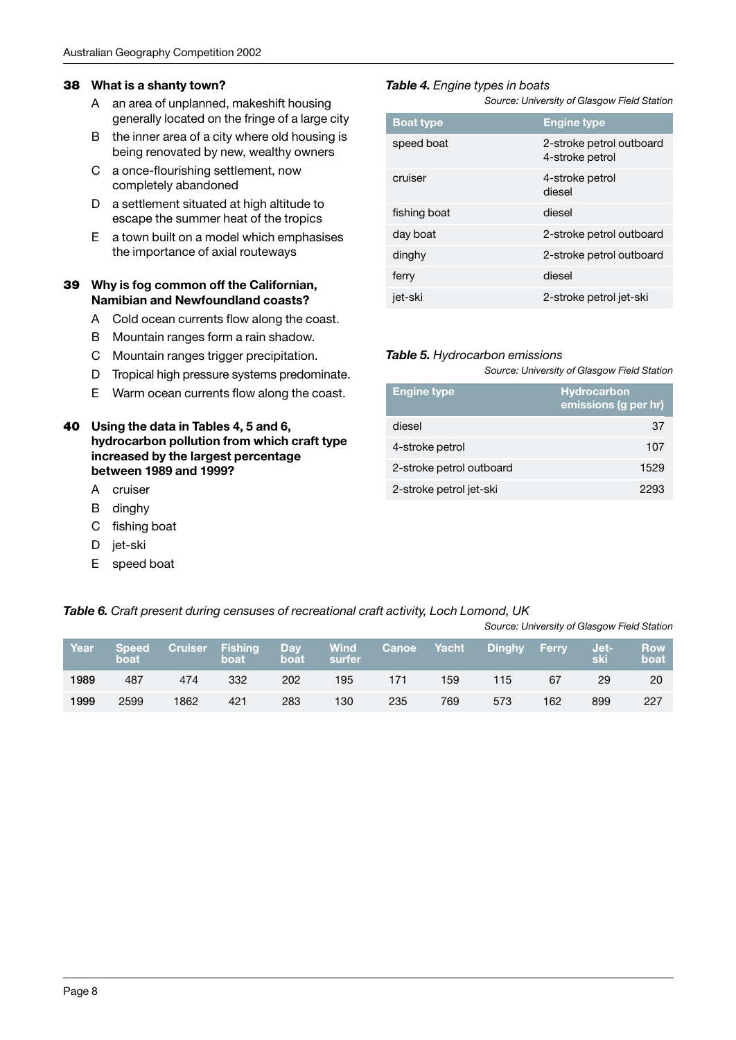**38 What is a shanty town?**

A an area of unplanned, makeshift housing generally located on the fringe of a large city

B the inner area of a city where old housing is being renovated by new, wealthy owners

C a once-flourishing settlement, now completely abandoned

D a settlement situated at high altitude to escape the summer heat of the tropics

E a town built on a model which emphasises the importance of axial routeways

**39 Why is fog common off the Californian, Namibian and Newfoundland coasts?**

A Cold ocean currents flow along the coast.

B Mountain ranges form a rain shadow.

C Mountain ranges trigger precipitation.

D Tropical high pressure systems predominate.

E Warm ocean currents flow along the coast.

**40 Using the data in Tables 4, 5 and 6, hydrocarbon pollution from which craft type increased by the largest percentage between 1989 and 1999?**

A cruiser

B dinghy

C fishing boat

D jet-ski

E speed boat

***Table 4.*** *Engine types in boats*

*Source: University of Glasgow Field Station*

| Boat type | Engine type |
|---|---|
| speed boat | 2-stroke petrol outboard<br>4-stroke petrol |
| cruiser | 4-stroke petrol<br>diesel |
| fishing boat | diesel |
| day boat | 2-stroke petrol outboard |
| dinghy | 2-stroke petrol outboard |
| ferry | diesel |
| jet-ski | 2-stroke petrol jet-ski |

***Table 5.*** *Hydrocarbon emissions*

*Source: University of Glasgow Field Station*

| Engine type | Hydrocarbon emissions (g per hr) |
|---|---|
| diesel | 37 |
| 4-stroke petrol | 107 |
| 2-stroke petrol outboard | 1529 |
| 2-stroke petrol jet-ski | 2293 |

***Table 6.*** *Craft present during censuses of recreational craft activity, Loch Lomond, UK*

*Source: University of Glasgow Field Station*

| Year | Speed boat | Cruiser | Fishing boat | Day boat | Wind surfer | Canoe | Yacht | Dinghy | Ferry | Jet-ski | Row boat |
|---|---|---|---|---|---|---|---|---|---|---|---|
| **1989** | 487 | 474 | 332 | 202 | 195 | 171 | 159 | 115 | 67 | 29 | 20 |
| **1999** | 2599 | 1862 | 421 | 283 | 130 | 235 | 769 | 573 | 162 | 899 | 227 |